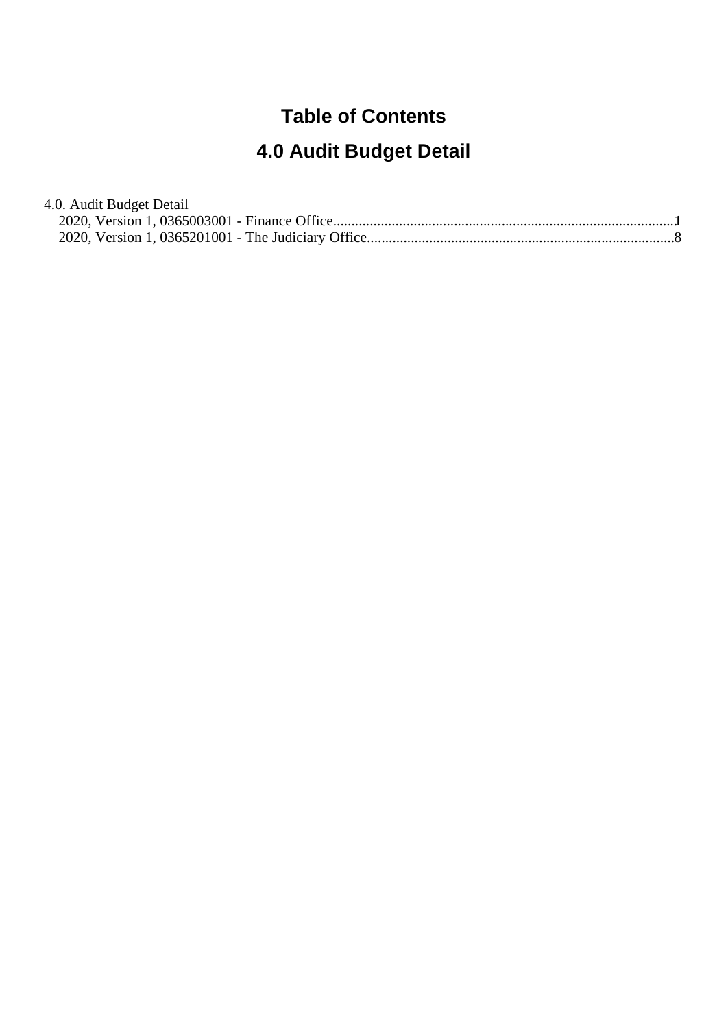# Table of Contents

## 4.0 Audit Budget Detail

4.0. Audit Budget Detail

- 2020, Version 1, 0365003001 - Finance Office....1
- 2020, Version 1, 0365201001 - The Judiciary Office....8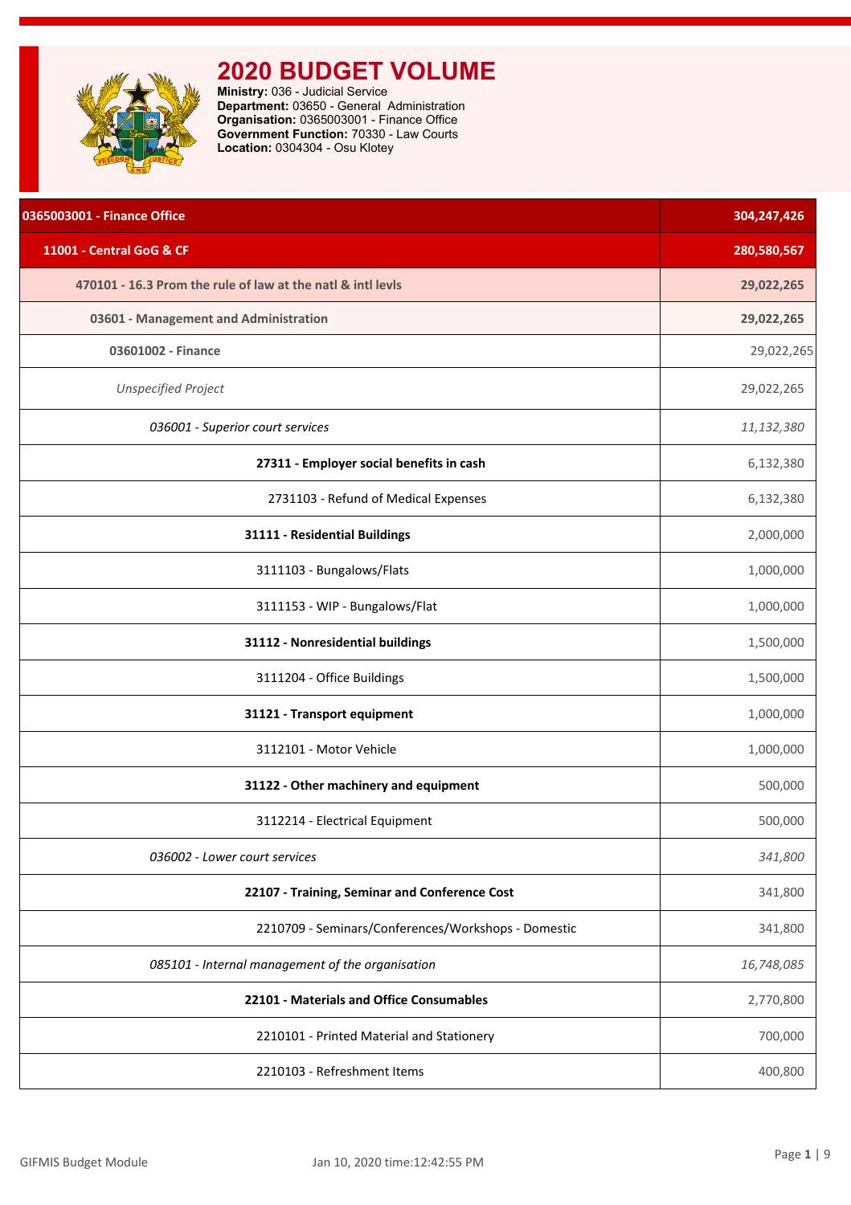# 2020 BUDGET VOLUME

**Ministry:** 036 - Judicial Service
**Department:** 03650 - General Administration
**Organisation:** 0365003001 - Finance Office
**Government Function:** 70330 - Law Courts
**Location:** 0304304 - Osu Klotey

| Item | Amount |
|---|---|
| **0365003001 - Finance Office** | **304,247,426** |
| **11001 - Central GoG & CF** | **280,580,567** |
| **470101 - 16.3 Prom the rule of law at the natl & intl levls** | **29,022,265** |
| **03601 - Management and Administration** | **29,022,265** |
| **03601002 - Finance** | 29,022,265 |
| *Unspecified Project* | 29,022,265 |
| *036001 - Superior court services* | *11,132,380* |
| **27311 - Employer social benefits in cash** | 6,132,380 |
| 2731103 - Refund of Medical Expenses | 6,132,380 |
| **31111 - Residential Buildings** | 2,000,000 |
| 3111103 - Bungalows/Flats | 1,000,000 |
| 3111153 - WIP - Bungalows/Flat | 1,000,000 |
| **31112 - Nonresidential buildings** | 1,500,000 |
| 3111204 - Office Buildings | 1,500,000 |
| **31121 - Transport equipment** | 1,000,000 |
| 3112101 - Motor Vehicle | 1,000,000 |
| **31122 - Other machinery and equipment** | 500,000 |
| 3112214 - Electrical Equipment | 500,000 |
| *036002 - Lower court services* | *341,800* |
| **22107 - Training, Seminar and Conference Cost** | 341,800 |
| 2210709 - Seminars/Conferences/Workshops - Domestic | 341,800 |
| *085101 - Internal management of the organisation* | *16,748,085* |
| **22101 - Materials and Office Consumables** | 2,770,800 |
| 2210101 - Printed Material and Stationery | 700,000 |
| 2210103 - Refreshment Items | 400,800 |

GIFMIS Budget Module — Jan 10, 2020 time:12:42:55 PM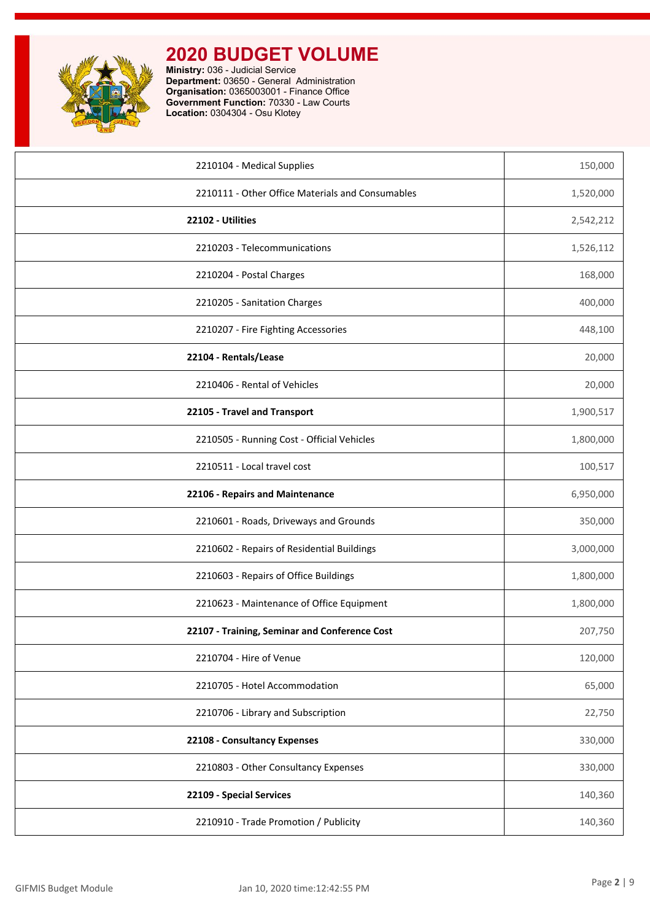# 2020 BUDGET VOLUME

**Ministry:** 036 - Judicial Service
**Department:** 03650 - General Administration
**Organisation:** 0365003001 - Finance Office
**Government Function:** 70330 - Law Courts
**Location:** 0304304 - Osu Klotey

| | |
|---|---:|
| 2210104 - Medical Supplies | 150,000 |
| 2210111 - Other Office Materials and Consumables | 1,520,000 |
| **22102 - Utilities** | 2,542,212 |
| 2210203 - Telecommunications | 1,526,112 |
| 2210204 - Postal Charges | 168,000 |
| 2210205 - Sanitation Charges | 400,000 |
| 2210207 - Fire Fighting Accessories | 448,100 |
| **22104 - Rentals/Lease** | 20,000 |
| 2210406 - Rental of Vehicles | 20,000 |
| **22105 - Travel and Transport** | 1,900,517 |
| 2210505 - Running Cost - Official Vehicles | 1,800,000 |
| 2210511 - Local travel cost | 100,517 |
| **22106 - Repairs and Maintenance** | 6,950,000 |
| 2210601 - Roads, Driveways and Grounds | 350,000 |
| 2210602 - Repairs of Residential Buildings | 3,000,000 |
| 2210603 - Repairs of Office Buildings | 1,800,000 |
| 2210623 - Maintenance of Office Equipment | 1,800,000 |
| **22107 - Training, Seminar and Conference Cost** | 207,750 |
| 2210704 - Hire of Venue | 120,000 |
| 2210705 - Hotel Accommodation | 65,000 |
| 2210706 - Library and Subscription | 22,750 |
| **22108 - Consultancy Expenses** | 330,000 |
| 2210803 - Other Consultancy Expenses | 330,000 |
| **22109 - Special Services** | 140,360 |
| 2210910 - Trade Promotion / Publicity | 140,360 |

GIFMIS Budget Module    Jan 10, 2020 time:12:42:55 PM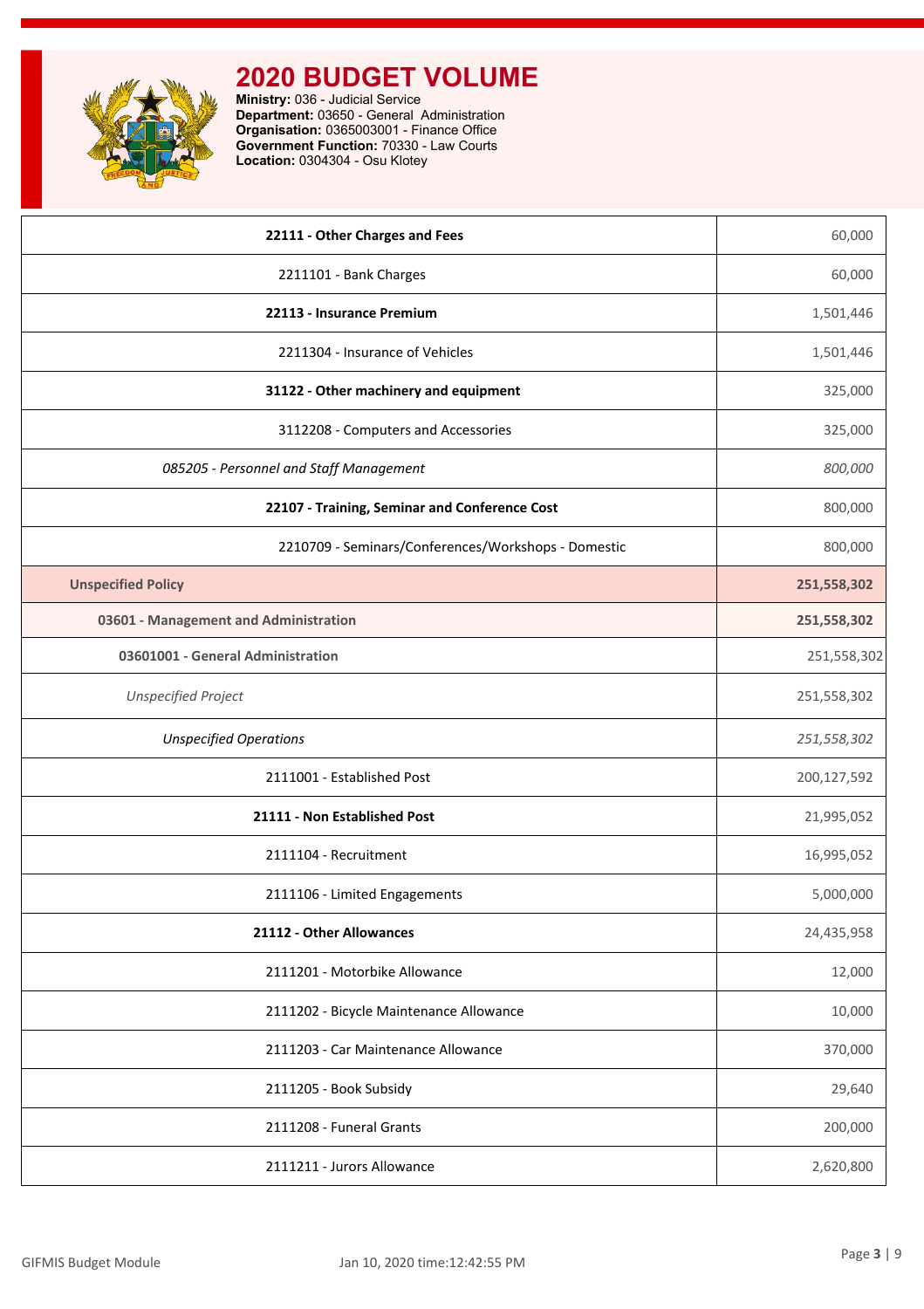# 2020 BUDGET VOLUME

**Ministry:** 036 - Judicial Service
**Department:** 03650 - General Administration
**Organisation:** 0365003001 - Finance Office
**Government Function:** 70330 - Law Courts
**Location:** 0304304 - Osu Klotey

| | |
|---|---|
| **22111 - Other Charges and Fees** | 60,000 |
| 2211101 - Bank Charges | 60,000 |
| **22113 - Insurance Premium** | 1,501,446 |
| 2211304 - Insurance of Vehicles | 1,501,446 |
| **31122 - Other machinery and equipment** | 325,000 |
| 3112208 - Computers and Accessories | 325,000 |
| *085205 - Personnel and Staff Management* | *800,000* |
| **22107 - Training, Seminar and Conference Cost** | 800,000 |
| 2210709 - Seminars/Conferences/Workshops - Domestic | 800,000 |
| **Unspecified Policy** | **251,558,302** |
| **03601 - Management and Administration** | **251,558,302** |
| **03601001 - General Administration** | 251,558,302 |
| *Unspecified Project* | 251,558,302 |
| *Unspecified Operations* | *251,558,302* |
| 2111001 - Established Post | 200,127,592 |
| **21111 - Non Established Post** | 21,995,052 |
| 2111104 - Recruitment | 16,995,052 |
| 2111106 - Limited Engagements | 5,000,000 |
| **21112 - Other Allowances** | 24,435,958 |
| 2111201 - Motorbike Allowance | 12,000 |
| 2111202 - Bicycle Maintenance Allowance | 10,000 |
| 2111203 - Car Maintenance Allowance | 370,000 |
| 2111205 - Book Subsidy | 29,640 |
| 2111208 - Funeral Grants | 200,000 |
| 2111211 - Jurors Allowance | 2,620,800 |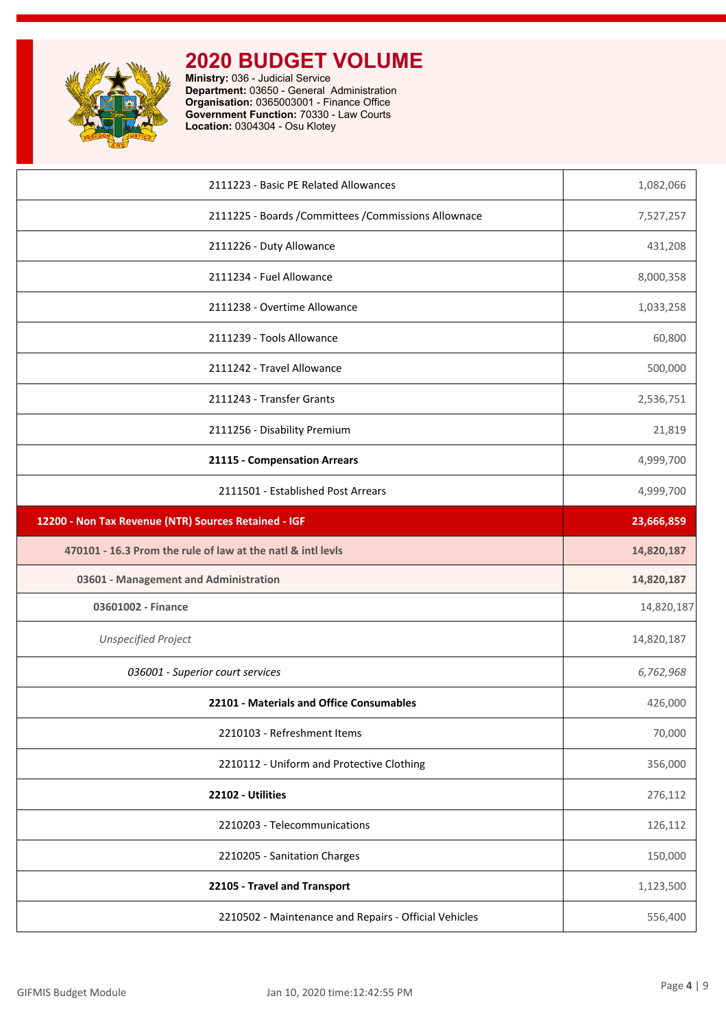# 2020 BUDGET VOLUME

**Ministry:** 036 - Judicial Service
**Department:** 03650 - General Administration
**Organisation:** 0365003001 - Finance Office
**Government Function:** 70330 - Law Courts
**Location:** 0304304 - Osu Klotey

| | |
|---|---|
| 2111223 - Basic PE Related Allowances | 1,082,066 |
| 2111225 - Boards /Committees /Commissions Allownace | 7,527,257 |
| 2111226 - Duty Allowance | 431,208 |
| 2111234 - Fuel Allowance | 8,000,358 |
| 2111238 - Overtime Allowance | 1,033,258 |
| 2111239 - Tools Allowance | 60,800 |
| 2111242 - Travel Allowance | 500,000 |
| 2111243 - Transfer Grants | 2,536,751 |
| 2111256 - Disability Premium | 21,819 |
| **21115 - Compensation Arrears** | 4,999,700 |
| 2111501 - Established Post Arrears | 4,999,700 |
| **12200 - Non Tax Revenue (NTR) Sources Retained - IGF** | **23,666,859** |
| **470101 - 16.3 Prom the rule of law at the natl & intl levls** | **14,820,187** |
| **03601 - Management and Administration** | **14,820,187** |
| **03601002 - Finance** | 14,820,187 |
| *Unspecified Project* | 14,820,187 |
| *036001 - Superior court services* | *6,762,968* |
| **22101 - Materials and Office Consumables** | 426,000 |
| 2210103 - Refreshment Items | 70,000 |
| 2210112 - Uniform and Protective Clothing | 356,000 |
| **22102 - Utilities** | 276,112 |
| 2210203 - Telecommunications | 126,112 |
| 2210205 - Sanitation Charges | 150,000 |
| **22105 - Travel and Transport** | 1,123,500 |
| 2210502 - Maintenance and Repairs - Official Vehicles | 556,400 |

GIFMIS Budget Module — Jan 10, 2020 time:12:42:55 PM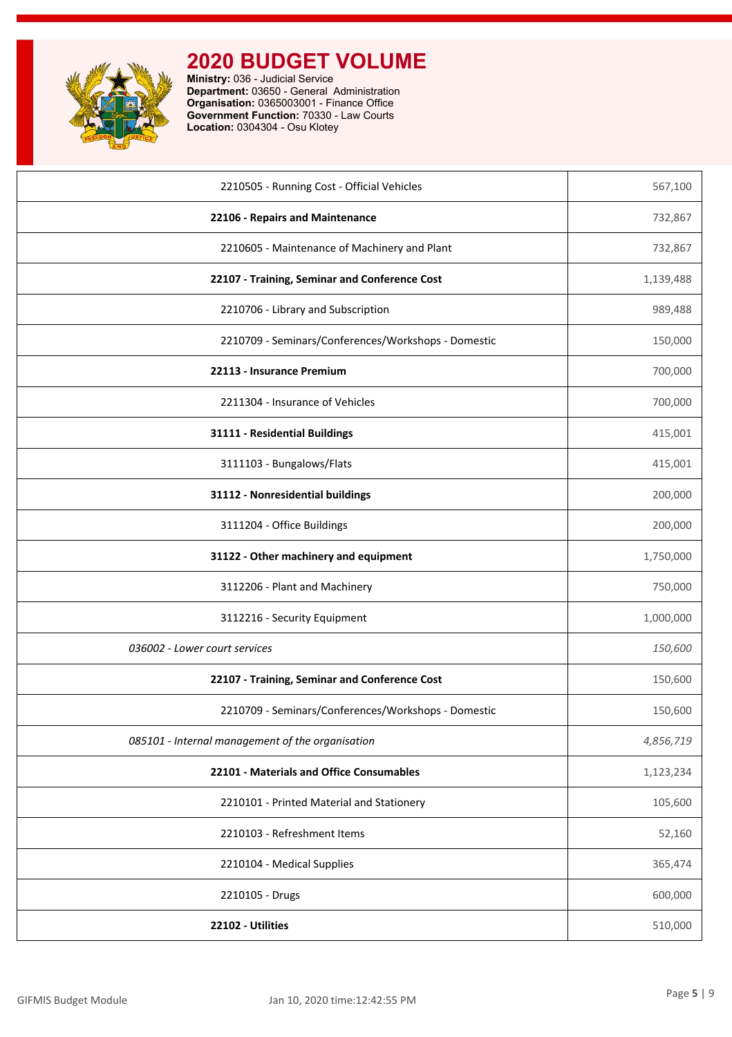# 2020 BUDGET VOLUME

**Ministry:** 036 - Judicial Service
**Department:** 03650 - General Administration
**Organisation:** 0365003001 - Finance Office
**Government Function:** 70330 - Law Courts
**Location:** 0304304 - Osu Klotey

| | |
|---|---|
| 2210505 - Running Cost - Official Vehicles | 567,100 |
| **22106 - Repairs and Maintenance** | 732,867 |
| 2210605 - Maintenance of Machinery and Plant | 732,867 |
| **22107 - Training, Seminar and Conference Cost** | 1,139,488 |
| 2210706 - Library and Subscription | 989,488 |
| 2210709 - Seminars/Conferences/Workshops - Domestic | 150,000 |
| **22113 - Insurance Premium** | 700,000 |
| 2211304 - Insurance of Vehicles | 700,000 |
| **31111 - Residential Buildings** | 415,001 |
| 3111103 - Bungalows/Flats | 415,001 |
| **31112 - Nonresidential buildings** | 200,000 |
| 3111204 - Office Buildings | 200,000 |
| **31122 - Other machinery and equipment** | 1,750,000 |
| 3112206 - Plant and Machinery | 750,000 |
| 3112216 - Security Equipment | 1,000,000 |
| *036002 - Lower court services* | *150,600* |
| **22107 - Training, Seminar and Conference Cost** | 150,600 |
| 2210709 - Seminars/Conferences/Workshops - Domestic | 150,600 |
| *085101 - Internal management of the organisation* | *4,856,719* |
| **22101 - Materials and Office Consumables** | 1,123,234 |
| 2210101 - Printed Material and Stationery | 105,600 |
| 2210103 - Refreshment Items | 52,160 |
| 2210104 - Medical Supplies | 365,474 |
| 2210105 - Drugs | 600,000 |
| **22102 - Utilities** | 510,000 |

GIFMIS Budget Module Jan 10, 2020 time:12:42:55 PM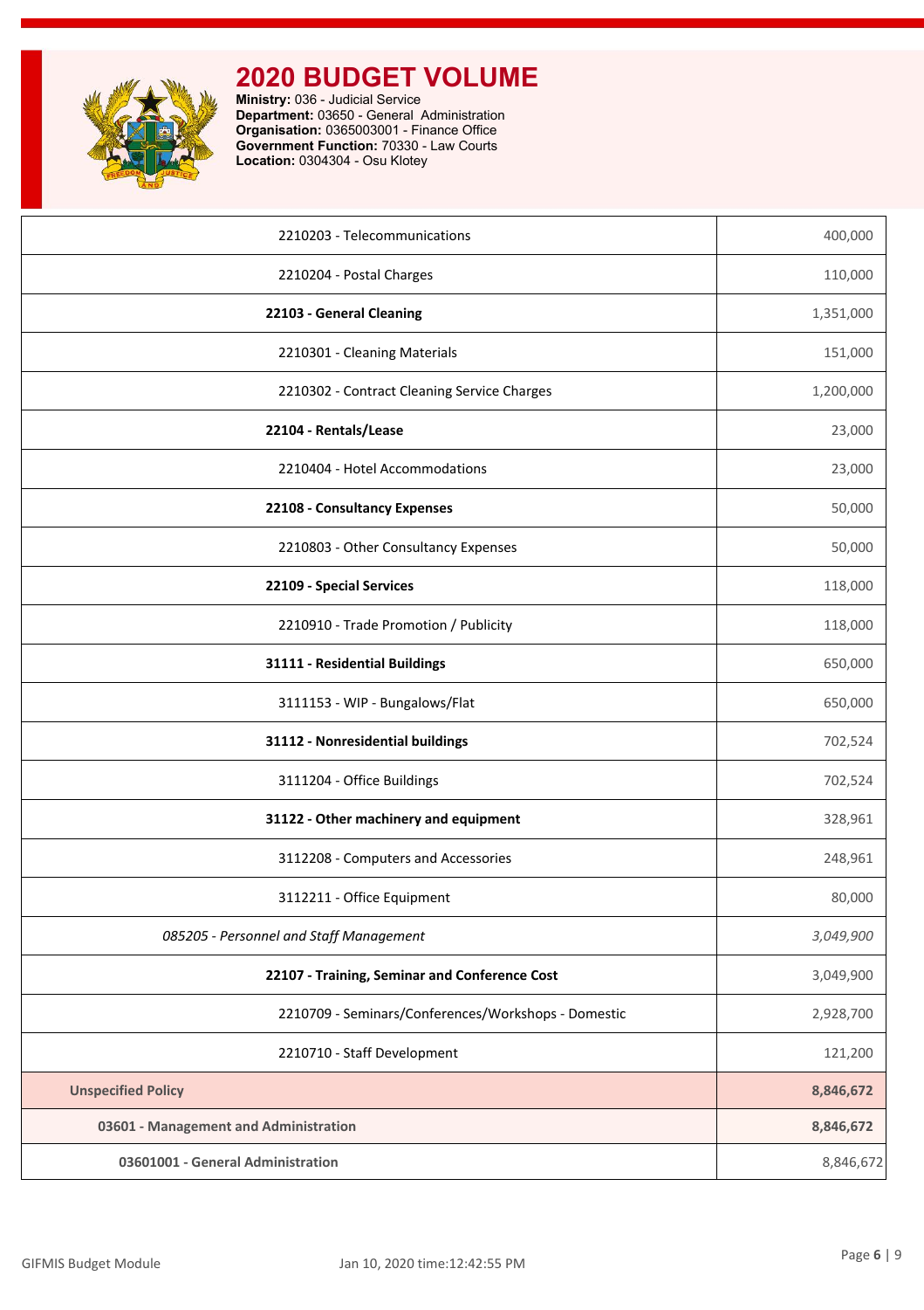# 2020 BUDGET VOLUME

**Ministry:** 036 - Judicial Service
**Department:** 03650 - General Administration
**Organisation:** 0365003001 - Finance Office
**Government Function:** 70330 - Law Courts
**Location:** 0304304 - Osu Klotey

| | |
|---|---|
| 2210203 - Telecommunications | 400,000 |
| 2210204 - Postal Charges | 110,000 |
| **22103 - General Cleaning** | 1,351,000 |
| 2210301 - Cleaning Materials | 151,000 |
| 2210302 - Contract Cleaning Service Charges | 1,200,000 |
| **22104 - Rentals/Lease** | 23,000 |
| 2210404 - Hotel Accommodations | 23,000 |
| **22108 - Consultancy Expenses** | 50,000 |
| 2210803 - Other Consultancy Expenses | 50,000 |
| **22109 - Special Services** | 118,000 |
| 2210910 - Trade Promotion / Publicity | 118,000 |
| **31111 - Residential Buildings** | 650,000 |
| 3111153 - WIP - Bungalows/Flat | 650,000 |
| **31112 - Nonresidential buildings** | 702,524 |
| 3111204 - Office Buildings | 702,524 |
| **31122 - Other machinery and equipment** | 328,961 |
| 3112208 - Computers and Accessories | 248,961 |
| 3112211 - Office Equipment | 80,000 |
| *085205 - Personnel and Staff Management* | *3,049,900* |
| **22107 - Training, Seminar and Conference Cost** | 3,049,900 |
| 2210709 - Seminars/Conferences/Workshops - Domestic | 2,928,700 |
| 2210710 - Staff Development | 121,200 |
| **Unspecified Policy** | **8,846,672** |
| **03601 - Management and Administration** | **8,846,672** |
| **03601001 - General Administration** | 8,846,672 |

GIFMIS Budget Module — Jan 10, 2020 time:12:42:55 PM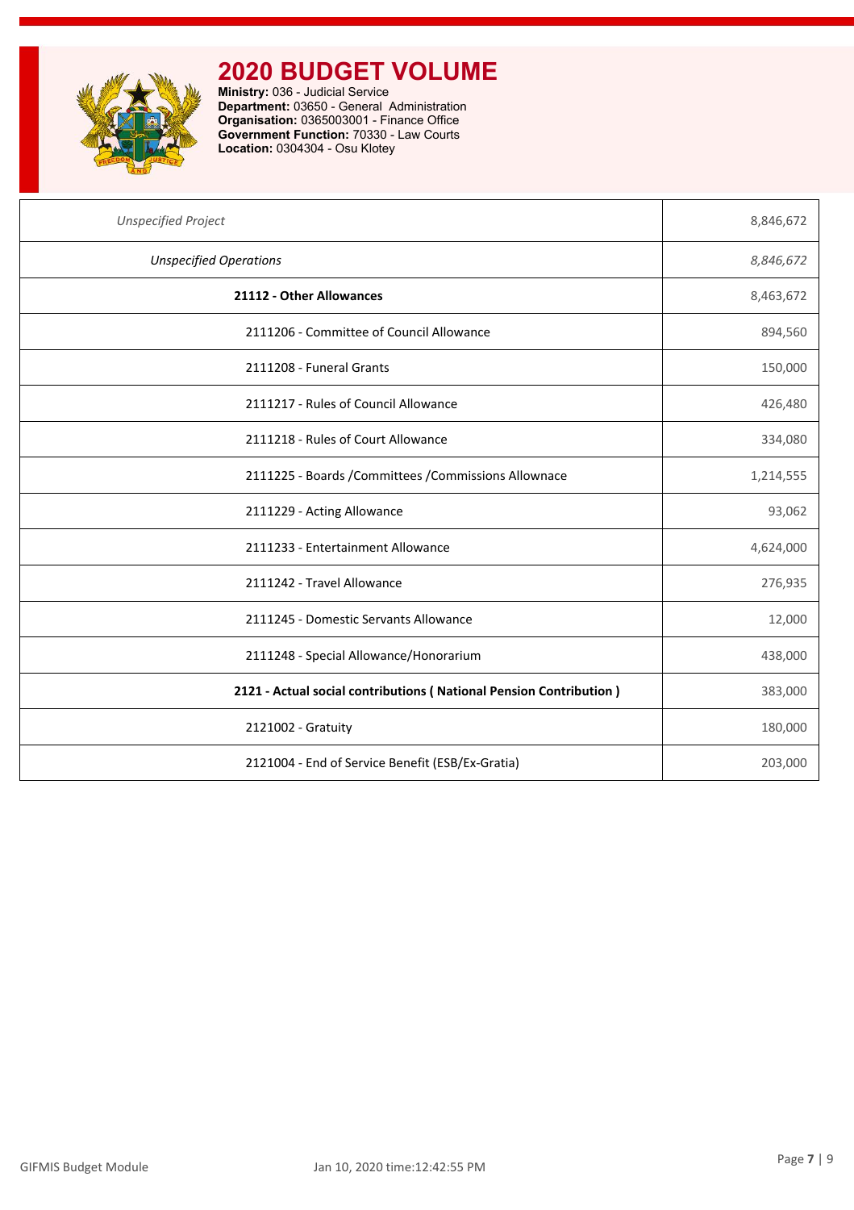# 2020 BUDGET VOLUME

**Ministry:** 036 - Judicial Service
**Department:** 03650 - General Administration
**Organisation:** 0365003001 - Finance Office
**Government Function:** 70330 - Law Courts
**Location:** 0304304 - Osu Klotey

| | |
|---|---|
| *Unspecified Project* | 8,846,672 |
| *Unspecified Operations* | *8,846,672* |
| **21112 - Other Allowances** | 8,463,672 |
| 2111206 - Committee of Council Allowance | 894,560 |
| 2111208 - Funeral Grants | 150,000 |
| 2111217 - Rules of Council Allowance | 426,480 |
| 2111218 - Rules of Court Allowance | 334,080 |
| 2111225 - Boards /Committees /Commissions Allownace | 1,214,555 |
| 2111229 - Acting Allowance | 93,062 |
| 2111233 - Entertainment Allowance | 4,624,000 |
| 2111242 - Travel Allowance | 276,935 |
| 2111245 - Domestic Servants Allowance | 12,000 |
| 2111248 - Special Allowance/Honorarium | 438,000 |
| **2121 - Actual social contributions ( National Pension Contribution )** | 383,000 |
| 2121002 - Gratuity | 180,000 |
| 2121004 - End of Service Benefit (ESB/Ex-Gratia) | 203,000 |

GIFMIS Budget Module — Jan 10, 2020 time:12:42:55 PM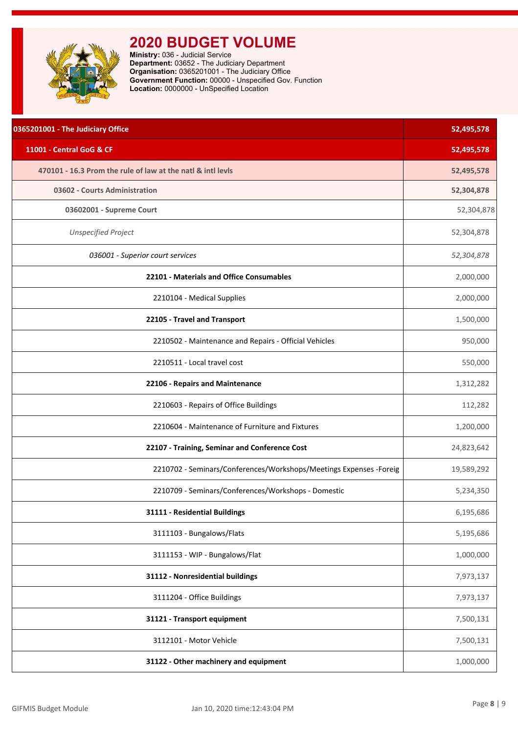# 2020 BUDGET VOLUME

**Ministry:** 036 - Judicial Service
**Department:** 03652 - The Judiciary Department
**Organisation:** 0365201001 - The Judiciary Office
**Government Function:** 00000 - Unspecified Gov. Function
**Location:** 0000000 - UnSpecified Location

| Description | Amount |
|---|---|
| **0365201001 - The Judiciary Office** | **52,495,578** |
| **11001 - Central GoG & CF** | **52,495,578** |
| **470101 - 16.3 Prom the rule of law at the natl & intl levls** | **52,495,578** |
| **03602 - Courts Administration** | **52,304,878** |
| **03602001 - Supreme Court** | 52,304,878 |
| *Unspecified Project* | 52,304,878 |
| *036001 - Superior court services* | *52,304,878* |
| **22101 - Materials and Office Consumables** | 2,000,000 |
| 2210104 - Medical Supplies | 2,000,000 |
| **22105 - Travel and Transport** | 1,500,000 |
| 2210502 - Maintenance and Repairs - Official Vehicles | 950,000 |
| 2210511 - Local travel cost | 550,000 |
| **22106 - Repairs and Maintenance** | 1,312,282 |
| 2210603 - Repairs of Office Buildings | 112,282 |
| 2210604 - Maintenance of Furniture and Fixtures | 1,200,000 |
| **22107 - Training, Seminar and Conference Cost** | 24,823,642 |
| 2210702 - Seminars/Conferences/Workshops/Meetings Expenses -Foreig | 19,589,292 |
| 2210709 - Seminars/Conferences/Workshops - Domestic | 5,234,350 |
| **31111 - Residential Buildings** | 6,195,686 |
| 3111103 - Bungalows/Flats | 5,195,686 |
| 3111153 - WIP - Bungalows/Flat | 1,000,000 |
| **31112 - Nonresidential buildings** | 7,973,137 |
| 3111204 - Office Buildings | 7,973,137 |
| **31121 - Transport equipment** | 7,500,131 |
| 3112101 - Motor Vehicle | 7,500,131 |
| **31122 - Other machinery and equipment** | 1,000,000 |

GIFMIS Budget Module    Jan 10, 2020 time:12:43:04 PM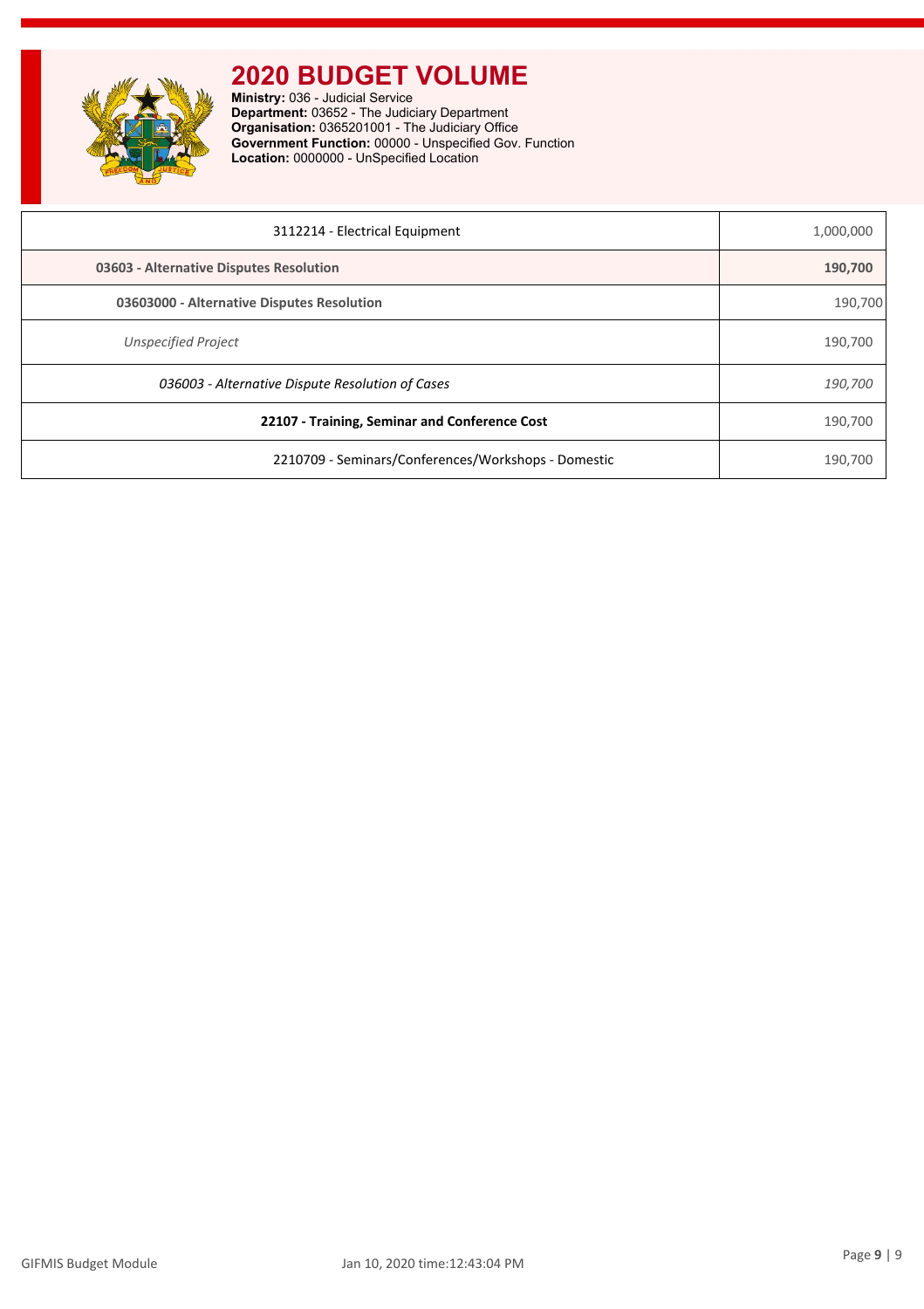# 2020 BUDGET VOLUME

**Ministry:** 036 - Judicial Service
**Department:** 03652 - The Judiciary Department
**Organisation:** 0365201001 - The Judiciary Office
**Government Function:** 00000 - Unspecified Gov. Function
**Location:** 0000000 - UnSpecified Location

| | |
|---|---|
| 3112214 - Electrical Equipment | 1,000,000 |
| **03603 - Alternative Disputes Resolution** | **190,700** |
| **03603000 - Alternative Disputes Resolution** | 190,700 |
| *Unspecified Project* | 190,700 |
| *036003 - Alternative Dispute Resolution of Cases* | *190,700* |
| **22107 - Training, Seminar and Conference Cost** | 190,700 |
| 2210709 - Seminars/Conferences/Workshops - Domestic | 190,700 |

GIFMIS Budget Module    Jan 10, 2020 time:12:43:04 PM